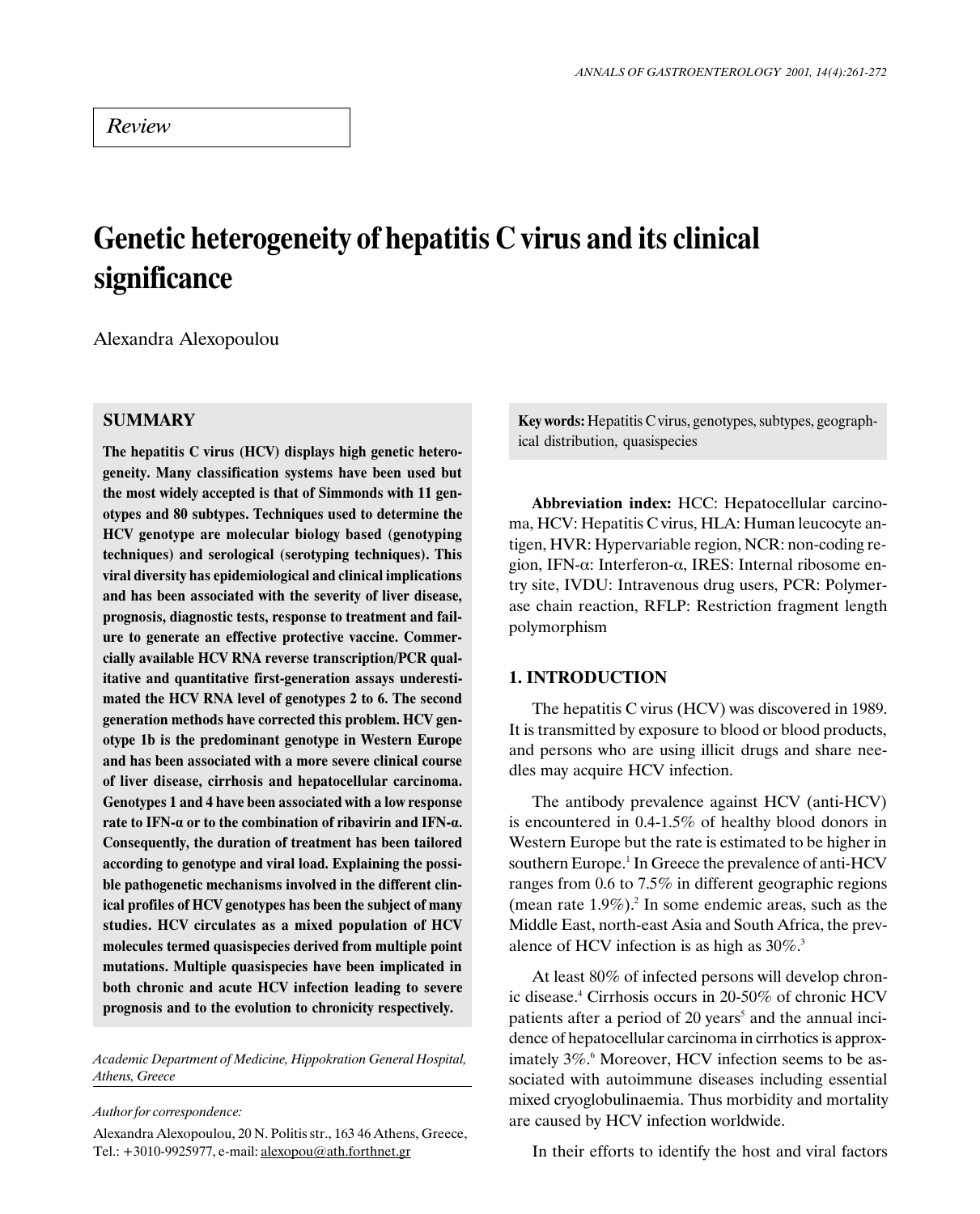*Review*

# Genetic heterogeneity of hepatitis C virus and its clinical significance

Alexandra Alexopoulou

## SUMMARY

**The hepatitis C virus (HCV) displays high genetic heterogeneity. Many classification systems have been used but the most widely accepted is that of Simmonds with 11 genotypes and 80 subtypes. Techniques used to determine the HCV genotype are molecular biology based (genotyping techniques) and serological (serotyping techniques). This viral diversity has epidemiological and clinical implications and has been associated with the severity of liver disease, prognosis, diagnostic tests, response to treatment and failure to generate an effective protective vaccine. Commercially available HCV RNA reverse transcription/PCR qualitative and quantitative first-generation assays underestimated the HCV RNA level of genotypes 2 to 6. The second generation methods have corrected this problem. HCV genotype 1b is the predominant genotype in Western Europe and has been associated with a more severe clinical course of liver disease, cirrhosis and hepatocellular carcinoma. Genotypes 1 and 4 have been associated with a low response rate to IFN-α or to the combination of ribavirin and IFN-α. Consequently, the duration of treatment has been tailored according to genotype and viral load. Explaining the possible pathogenetic mechanisms involved in the different clinical profiles of HCV genotypes has been the subject of many studies. HCV circulates as a mixed population of HCV molecules termed quasispecies derived from multiple point mutations. Multiple quasispecies have been implicated in both chronic and acute HCV infection leading to severe prognosis and to the evolution to chronicity respectively.**

*Academic Department of Medicine, Hippokration General Hospital, Athens, Greece*

*Author for correspondence:*

Alexandra Alexopoulou, 20 N. Politis str., 163 46 Athens, Greece, Tel.: +3010-9925977, e-mail: alexopou@ath.forthnet.gr

**Key words:** Hepatitis C virus, genotypes, subtypes, geographical distribution, quasispecies

**Abbreviation index:** HCC: Hepatocellular carcinoma, HCV: Hepatitis C virus, HLA: Human leucocyte antigen, HVR: Hypervariable region, NCR: non-coding region, IFN-α: Interferon-α, IRES: Internal ribosome entry site, IVDU: Intravenous drug users, PCR: Polymerase chain reaction, RFLP: Restriction fragment length polymorphism

## 1. INTRODUCTION

The hepatitis C virus (HCV) was discovered in 1989. It is transmitted by exposure to blood or blood products, and persons who are using illicit drugs and share needles may acquire HCV infection.

The antibody prevalence against HCV (anti-HCV) is encountered in 0.4-1.5% of healthy blood donors in Western Europe but the rate is estimated to be higher in southern Europe.[1] In Greece the prevalence of anti-HCV ranges from 0.6 to 7.5% in different geographic regions (mean rate 1.9%).[2] In some endemic areas, such as the Middle East, north-east Asia and South Africa, the prevalence of HCV infection is as high as 30%.[3]

At least 80% of infected persons will develop chronic disease.[4] Cirrhosis occurs in 20-50% of chronic HCV patients after a period of 20 years[5] and the annual incidence of hepatocellular carcinoma in cirrhotics is approximately 3%.[6] Moreover, HCV infection seems to be associated with autoimmune diseases including essential mixed cryoglobulinaemia. Thus morbidity and mortality are caused by HCV infection worldwide.

In their efforts to identify the host and viral factors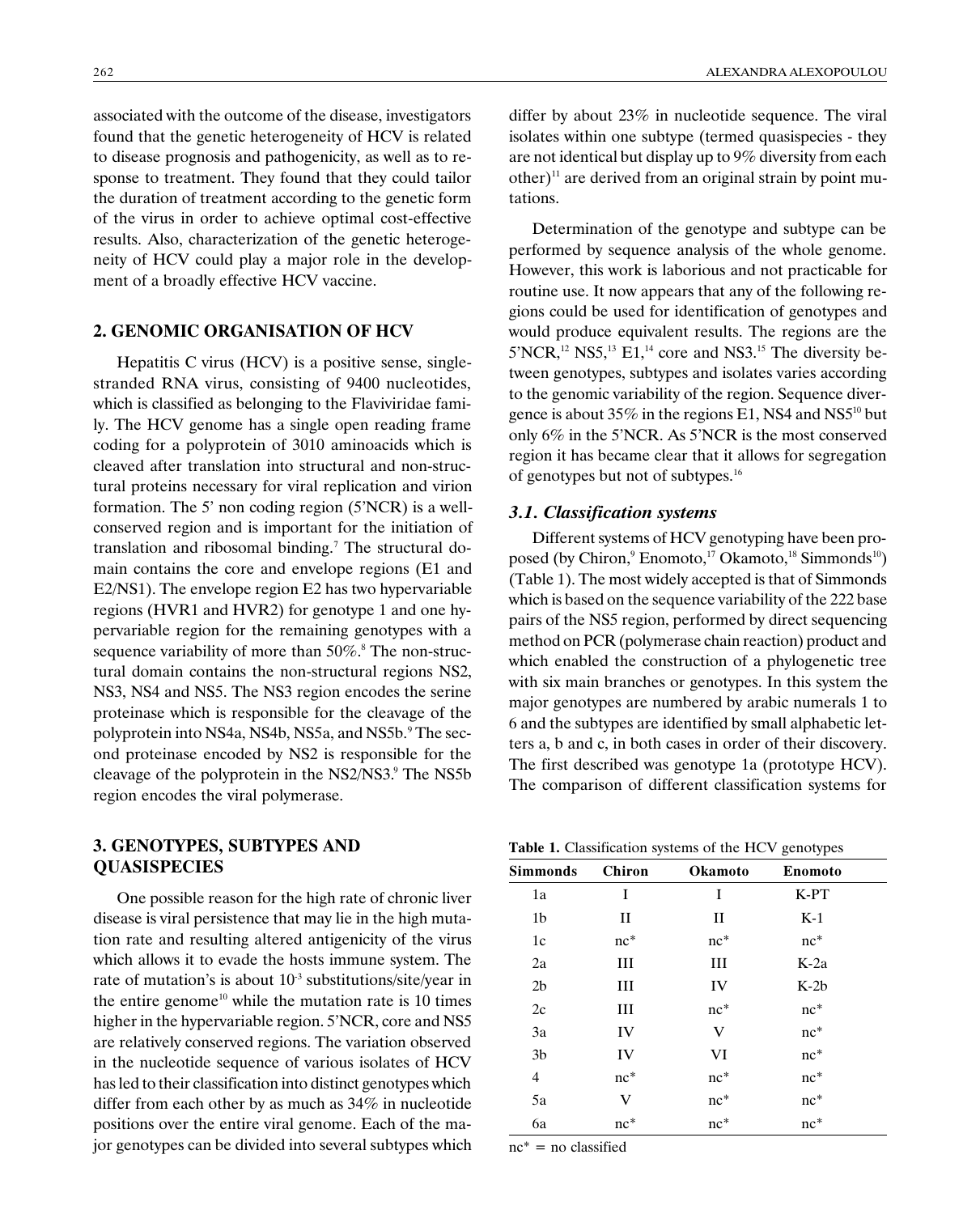associated with the outcome of the disease, investigators found that the genetic heterogeneity of HCV is related to disease prognosis and pathogenicity, as well as to response to treatment. They found that they could tailor the duration of treatment according to the genetic form of the virus in order to achieve optimal cost-effective results. Also, characterization of the genetic heterogeneity of HCV could play a major role in the development of a broadly effective HCV vaccine.

## 2. GENOMIC ORGANISATION OF HCV

Hepatitis C virus (HCV) is a positive sense, single-stranded RNA virus, consisting of 9400 nucleotides, which is classified as belonging to the Flaviviridae family. The HCV genome has a single open reading frame coding for a polyprotein of 3010 aminoacids which is cleaved after translation into structural and non-structural proteins necessary for viral replication and virion formation. The 5' non coding region (5'NCR) is a well-conserved region and is important for the initiation of translation and ribosomal binding.[7] The structural domain contains the core and envelope regions (E1 and E2/NS1). The envelope region E2 has two hypervariable regions (HVR1 and HVR2) for genotype 1 and one hypervariable region for the remaining genotypes with a sequence variability of more than 50%.[8] The non-structural domain contains the non-structural regions NS2, NS3, NS4 and NS5. The NS3 region encodes the serine proteinase which is responsible for the cleavage of the polyprotein into NS4a, NS4b, NS5a, and NS5b.[9] The second proteinase encoded by NS2 is responsible for the cleavage of the polyprotein in the NS2/NS3.[9] The NS5b region encodes the viral polymerase.

## 3. GENOTYPES, SUBTYPES AND QUASISPECIES

One possible reason for the high rate of chronic liver disease is viral persistence that may lie in the high mutation rate and resulting altered antigenicity of the virus which allows it to evade the hosts immune system. The rate of mutation's is about $10^{-3}$ substitutions/site/year in the entire genome[10] while the mutation rate is 10 times higher in the hypervariable region. 5'NCR, core and NS5 are relatively conserved regions. The variation observed in the nucleotide sequence of various isolates of HCV has led to their classification into distinct genotypes which differ from each other by as much as 34% in nucleotide positions over the entire viral genome. Each of the major genotypes can be divided into several subtypes which differ by about 23% in nucleotide sequence. The viral isolates within one subtype (termed quasispecies - they are not identical but display up to 9% diversity from each other)[11] are derived from an original strain by point mutations.

Determination of the genotype and subtype can be performed by sequence analysis of the whole genome. However, this work is laborious and not practicable for routine use. It now appears that any of the following regions could be used for identification of genotypes and would produce equivalent results. The regions are the 5'NCR,[12] NS5,[13] E1,[14] core and NS3.[15] The diversity between genotypes, subtypes and isolates varies according to the genomic variability of the region. Sequence divergence is about 35% in the regions E1, NS4 and NS5[10] but only 6% in the 5'NCR. As 5'NCR is the most conserved region it has became clear that it allows for segregation of genotypes but not of subtypes.[16]

### *3.1. Classification systems*

Different systems of HCV genotyping have been proposed (by Chiron,[9] Enomoto,[17] Okamoto,[18] Simmonds[10]) (Table 1). The most widely accepted is that of Simmonds which is based on the sequence variability of the 222 base pairs of the NS5 region, performed by direct sequencing method on PCR (polymerase chain reaction) product and which enabled the construction of a phylogenetic tree with six main branches or genotypes. In this system the major genotypes are numbered by arabic numerals 1 to 6 and the subtypes are identified by small alphabetic letters a, b and c, in both cases in order of their discovery. The first described was genotype 1a (prototype HCV). The comparison of different classification systems for

**Table 1.** Classification systems of the HCV genotypes

| Simmonds | Chiron | Okamoto | Enomoto |
|---|---|---|---|
| 1a | I | I | K-PT |
| 1b | II | II | K-1 |
| 1c | nc* | nc* | nc* |
| 2a | III | III | K-2a |
| 2b | III | IV | K-2b |
| 2c | III | nc* | nc* |
| 3a | IV | V | nc* |
| 3b | IV | VI | nc* |
| 4 | nc* | nc* | nc* |
| 5a | V | nc* | nc* |
| 6a | nc* | nc* | nc* |

nc* = no classified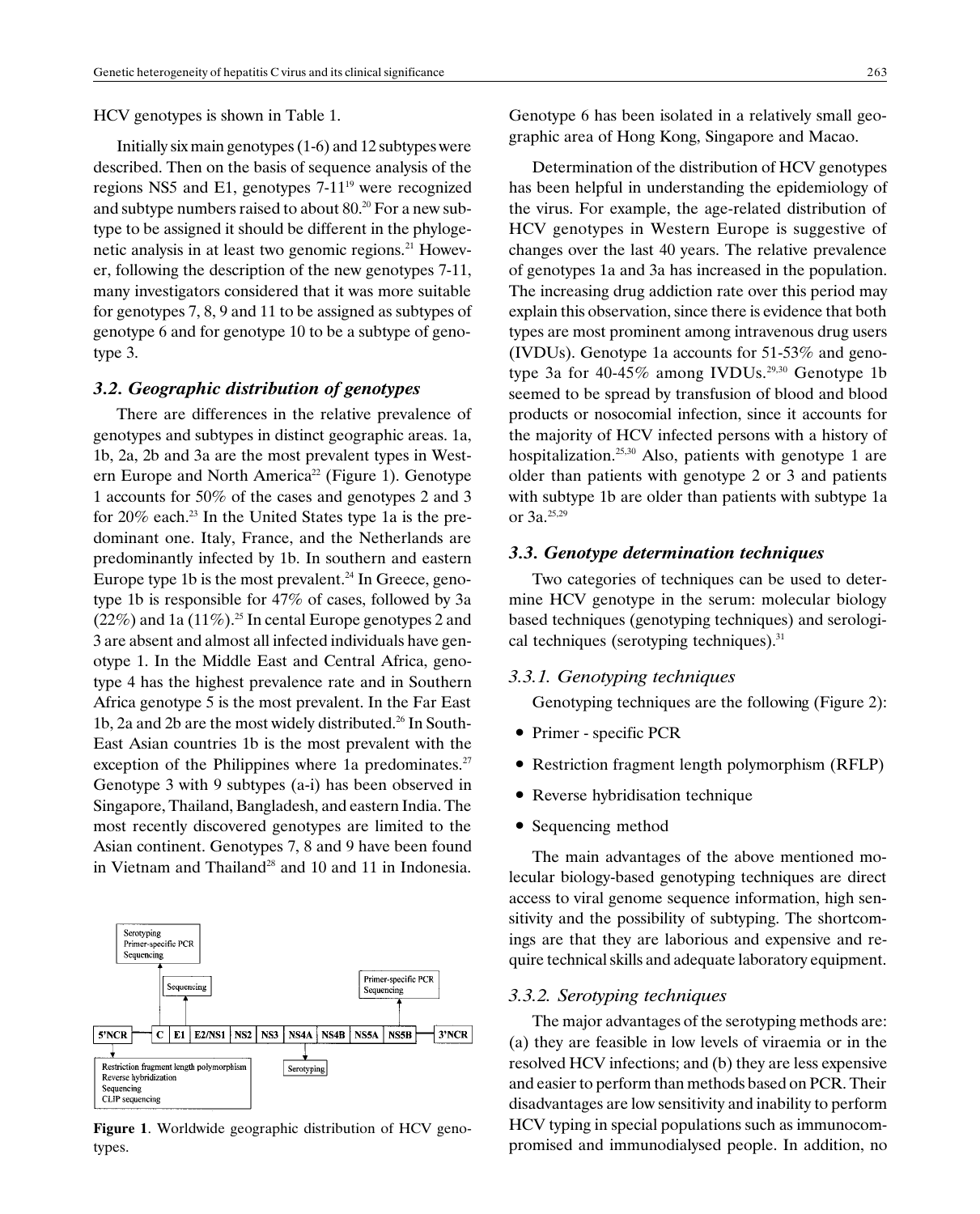HCV genotypes is shown in Table 1.

Initially six main genotypes (1-6) and 12 subtypes were described. Then on the basis of sequence analysis of the regions NS5 and E1, genotypes 7-11[19] were recognized and subtype numbers raised to about 80.[20] For a new subtype to be assigned it should be different in the phylogenetic analysis in at least two genomic regions.[21] However, following the description of the new genotypes 7-11, many investigators considered that it was more suitable for genotypes 7, 8, 9 and 11 to be assigned as subtypes of genotype 6 and for genotype 10 to be a subtype of genotype 3.

### 3.2. Geographic distribution of genotypes

There are differences in the relative prevalence of genotypes and subtypes in distinct geographic areas. 1a, 1b, 2a, 2b and 3a are the most prevalent types in Western Europe and North America[22] (Figure 1). Genotype 1 accounts for 50% of the cases and genotypes 2 and 3 for 20% each.[23] In the United States type 1a is the predominant one. Italy, France, and the Netherlands are predominantly infected by 1b. In southern and eastern Europe type 1b is the most prevalent.[24] In Greece, genotype 1b is responsible for 47% of cases, followed by 3a (22%) and 1a (11%).[25] In cental Europe genotypes 2 and 3 are absent and almost all infected individuals have genotype 1. In the Middle East and Central Africa, genotype 4 has the highest prevalence rate and in Southern Africa genotype 5 is the most prevalent. In the Far East 1b, 2a and 2b are the most widely distributed.[26] In South-East Asian countries 1b is the most prevalent with the exception of the Philippines where 1a predominates.[27] Genotype 3 with 9 subtypes (a-i) has been observed in Singapore, Thailand, Bangladesh, and eastern India. The most recently discovered genotypes are limited to the Asian continent. Genotypes 7, 8 and 9 have been found in Vietnam and Thailand[28] and 10 and 11 in Indonesia.

Serotyping
Primer-specific PCR
Sequencing

Sequencing

Primer-specific PCR
Sequencing

| 5'NCR | C | E1 | E2/NS1 | NS2 | NS3 | NS4A | NS4B | NS5A | NS5B | 3'NCR |
|---|---|---|---|---|---|---|---|---|---|---|

Restriction fragment length polymorphism
Reverse hybridization
Sequencing
CLIP sequencing

Serotyping

**Figure 1**. Worldwide geographic distribution of HCV genotypes.

Genotype 6 has been isolated in a relatively small geographic area of Hong Kong, Singapore and Macao.

Determination of the distribution of HCV genotypes has been helpful in understanding the epidemiology of the virus. For example, the age-related distribution of HCV genotypes in Western Europe is suggestive of changes over the last 40 years. The relative prevalence of genotypes 1a and 3a has increased in the population. The increasing drug addiction rate over this period may explain this observation, since there is evidence that both types are most prominent among intravenous drug users (IVDUs). Genotype 1a accounts for 51-53% and genotype 3a for 40-45% among IVDUs.[29,30] Genotype 1b seemed to be spread by transfusion of blood and blood products or nosocomial infection, since it accounts for the majority of HCV infected persons with a history of hospitalization.[25,30] Also, patients with genotype 1 are older than patients with genotype 2 or 3 and patients with subtype 1b are older than patients with subtype 1a or 3a.[25,29]

### 3.3. Genotype determination techniques

Two categories of techniques can be used to determine HCV genotype in the serum: molecular biology based techniques (genotyping techniques) and serological techniques (serotyping techniques).[31]

#### 3.3.1. Genotyping techniques

Genotyping techniques are the following (Figure 2):

- Primer - specific PCR
- Restriction fragment length polymorphism (RFLP)
- Reverse hybridisation technique
- Sequencing method

The main advantages of the above mentioned molecular biology-based genotyping techniques are direct access to viral genome sequence information, high sensitivity and the possibility of subtyping. The shortcomings are that they are laborious and expensive and require technical skills and adequate laboratory equipment.

#### 3.3.2. Serotyping techniques

The major advantages of the serotyping methods are: (a) they are feasible in low levels of viraemia or in the resolved HCV infections; and (b) they are less expensive and easier to perform than methods based on PCR. Their disadvantages are low sensitivity and inability to perform HCV typing in special populations such as immunocompromised and immunodialysed people. In addition, no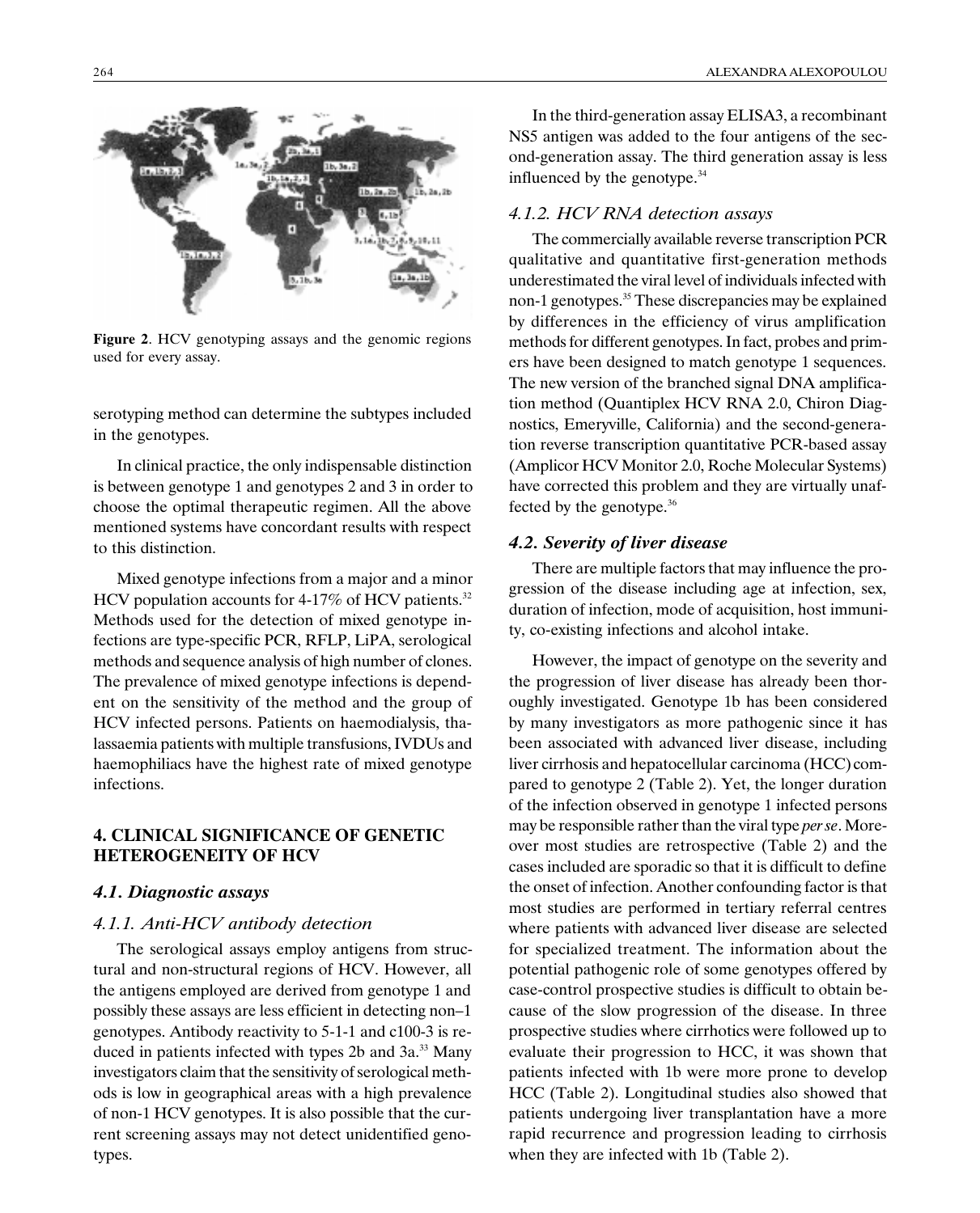Figure 2. HCV genotyping assays and the genomic regions used for every assay.

serotyping method can determine the subtypes included in the genotypes.

In clinical practice, the only indispensable distinction is between genotype 1 and genotypes 2 and 3 in order to choose the optimal therapeutic regimen. All the above mentioned systems have concordant results with respect to this distinction.

Mixed genotype infections from a major and a minor HCV population accounts for 4-17% of HCV patients.[32] Methods used for the detection of mixed genotype infections are type-specific PCR, RFLP, LiPA, serological methods and sequence analysis of high number of clones. The prevalence of mixed genotype infections is dependent on the sensitivity of the method and the group of HCV infected persons. Patients on haemodialysis, thalassaemia patients with multiple transfusions, IVDUs and haemophiliacs have the highest rate of mixed genotype infections.

## 4. CLINICAL SIGNIFICANCE OF GENETIC HETEROGENEITY OF HCV

### 4.1. Diagnostic assays

#### *4.1.1. Anti-HCV antibody detection*

The serological assays employ antigens from structural and non-structural regions of HCV. However, all the antigens employed are derived from genotype 1 and possibly these assays are less efficient in detecting non–1 genotypes. Antibody reactivity to 5-1-1 and c100-3 is reduced in patients infected with types 2b and 3a.[33] Many investigators claim that the sensitivity of serological methods is low in geographical areas with a high prevalence of non-1 HCV genotypes. It is also possible that the current screening assays may not detect unidentified genotypes.

In the third-generation assay ELISA3, a recombinant NS5 antigen was added to the four antigens of the second-generation assay. The third generation assay is less influenced by the genotype.[34]

#### *4.1.2. HCV RNA detection assays*

The commercially available reverse transcription PCR qualitative and quantitative first-generation methods underestimated the viral level of individuals infected with non-1 genotypes.[35] These discrepancies may be explained by differences in the efficiency of virus amplification methods for different genotypes. In fact, probes and primers have been designed to match genotype 1 sequences. The new version of the branched signal DNA amplification method (Quantiplex HCV RNA 2.0, Chiron Diagnostics, Emeryville, California) and the second-generation reverse transcription quantitative PCR-based assay (Amplicor HCV Monitor 2.0, Roche Molecular Systems) have corrected this problem and they are virtually unaffected by the genotype.[36]

### 4.2. Severity of liver disease

There are multiple factors that may influence the progression of the disease including age at infection, sex, duration of infection, mode of acquisition, host immunity, co-existing infections and alcohol intake.

However, the impact of genotype on the severity and the progression of liver disease has already been thoroughly investigated. Genotype 1b has been considered by many investigators as more pathogenic since it has been associated with advanced liver disease, including liver cirrhosis and hepatocellular carcinoma (HCC) compared to genotype 2 (Table 2). Yet, the longer duration of the infection observed in genotype 1 infected persons may be responsible rather than the viral type *per se*. Moreover most studies are retrospective (Table 2) and the cases included are sporadic so that it is difficult to define the onset of infection. Another confounding factor is that most studies are performed in tertiary referral centres where patients with advanced liver disease are selected for specialized treatment. The information about the potential pathogenic role of some genotypes offered by case-control prospective studies is difficult to obtain because of the slow progression of the disease. In three prospective studies where cirrhotics were followed up to evaluate their progression to HCC, it was shown that patients infected with 1b were more prone to develop HCC (Table 2). Longitudinal studies also showed that patients undergoing liver transplantation have a more rapid recurrence and progression leading to cirrhosis when they are infected with 1b (Table 2).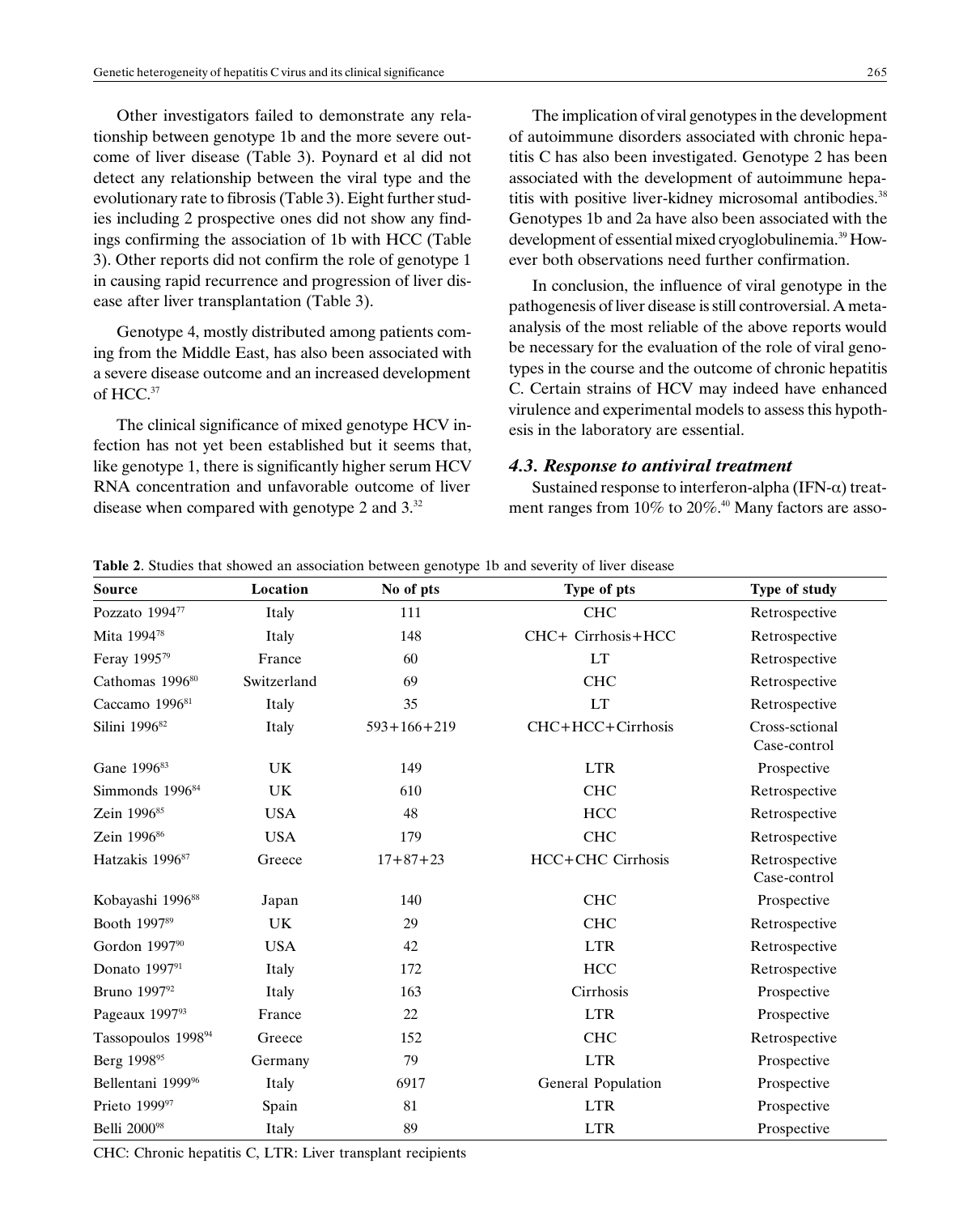Other investigators failed to demonstrate any relationship between genotype 1b and the more severe outcome of liver disease (Table 3). Poynard et al did not detect any relationship between the viral type and the evolutionary rate to fibrosis (Table 3). Eight further studies including 2 prospective ones did not show any findings confirming the association of 1b with HCC (Table 3). Other reports did not confirm the role of genotype 1 in causing rapid recurrence and progression of liver disease after liver transplantation (Table 3).

Genotype 4, mostly distributed among patients coming from the Middle East, has also been associated with a severe disease outcome and an increased development of HCC.[37]

The clinical significance of mixed genotype HCV infection has not yet been established but it seems that, like genotype 1, there is significantly higher serum HCV RNA concentration and unfavorable outcome of liver disease when compared with genotype 2 and 3.[32]

The implication of viral genotypes in the development of autoimmune disorders associated with chronic hepatitis C has also been investigated. Genotype 2 has been associated with the development of autoimmune hepatitis with positive liver-kidney microsomal antibodies.[38] Genotypes 1b and 2a have also been associated with the development of essential mixed cryoglobulinemia.[39] However both observations need further confirmation.

In conclusion, the influence of viral genotype in the pathogenesis of liver disease is still controversial. A meta-analysis of the most reliable of the above reports would be necessary for the evaluation of the role of viral genotypes in the course and the outcome of chronic hepatitis C. Certain strains of HCV may indeed have enhanced virulence and experimental models to assess this hypothesis in the laboratory are essential.

### *4.3. Response to antiviral treatment*

Sustained response to interferon-alpha (IFN-$\alpha$) treatment ranges from 10% to 20%.[40] Many factors are asso-

**Table 2**. Studies that showed an association between genotype 1b and severity of liver disease

| Source | Location | No of pts | Type of pts | Type of study |
|---|---|---|---|---|
| Pozzato 1994[77] | Italy | 111 | CHC | Retrospective |
| Mita 1994[78] | Italy | 148 | CHC+ Cirrhosis+HCC | Retrospective |
| Feray 1995[79] | France | 60 | LT | Retrospective |
| Cathomas 1996[80] | Switzerland | 69 | CHC | Retrospective |
| Caccamo 1996[81] | Italy | 35 | LT | Retrospective |
| Silini 1996[82] | Italy | 593+166+219 | CHC+HCC+Cirrhosis | Cross-sctional Case-control |
| Gane 1996[83] | UK | 149 | LTR | Prospective |
| Simmonds 1996[84] | UK | 610 | CHC | Retrospective |
| Zein 1996[85] | USA | 48 | HCC | Retrospective |
| Zein 1996[86] | USA | 179 | CHC | Retrospective |
| Hatzakis 1996[87] | Greece | 17+87+23 | HCC+CHC Cirrhosis | Retrospective Case-control |
| Kobayashi 1996[88] | Japan | 140 | CHC | Prospective |
| Booth 1997[89] | UK | 29 | CHC | Retrospective |
| Gordon 1997[90] | USA | 42 | LTR | Retrospective |
| Donato 1997[91] | Italy | 172 | HCC | Retrospective |
| Bruno 1997[92] | Italy | 163 | Cirrhosis | Prospective |
| Pageaux 1997[93] | France | 22 | LTR | Prospective |
| Tassopoulos 1998[94] | Greece | 152 | CHC | Retrospective |
| Berg 1998[95] | Germany | 79 | LTR | Prospective |
| Bellentani 1999[96] | Italy | 6917 | General Population | Prospective |
| Prieto 1999[97] | Spain | 81 | LTR | Prospective |
| Belli 2000[98] | Italy | 89 | LTR | Prospective |

CHC: Chronic hepatitis C, LTR: Liver transplant recipients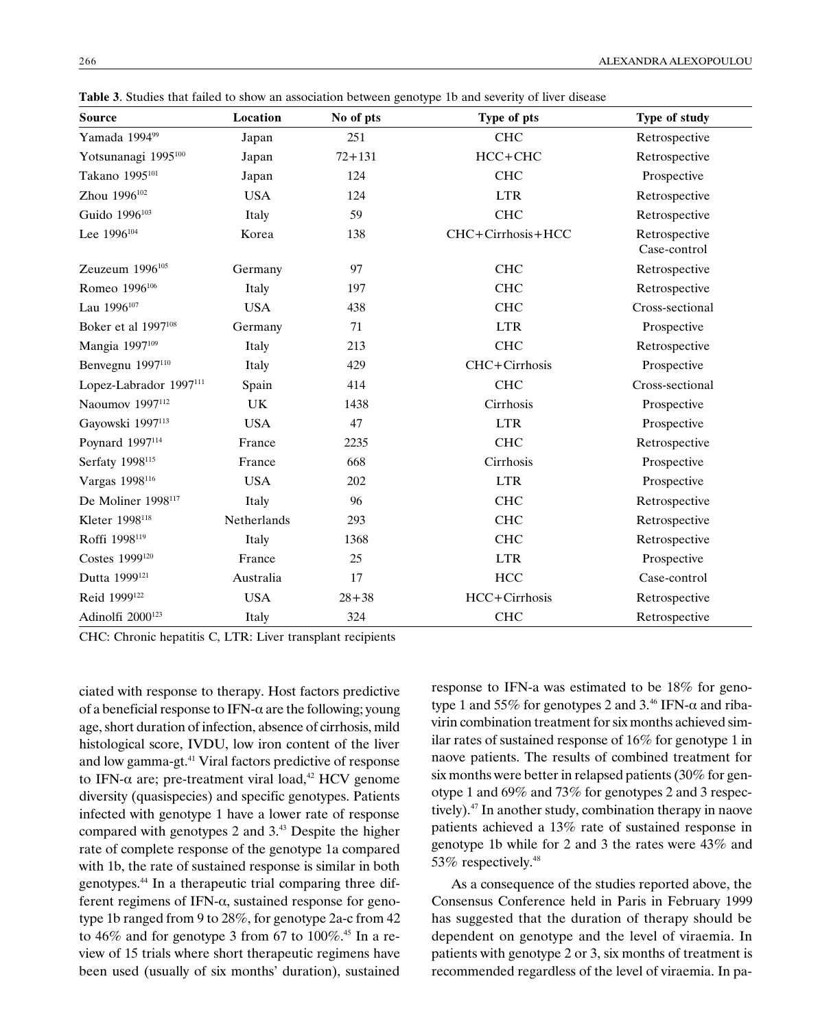**Table 3**. Studies that failed to show an association between genotype 1b and severity of liver disease

| Source | Location | No of pts | Type of pts | Type of study |
|---|---|---|---|---|
| Yamada 1994[99] | Japan | 251 | CHC | Retrospective |
| Yotsunanagi 1995[100] | Japan | 72+131 | HCC+CHC | Retrospective |
| Takano 1995[101] | Japan | 124 | CHC | Prospective |
| Zhou 1996[102] | USA | 124 | LTR | Retrospective |
| Guido 1996[103] | Italy | 59 | CHC | Retrospective |
| Lee 1996[104] | Korea | 138 | CHC+Cirrhosis+HCC | Retrospective Case-control |
| Zeuzeum 1996[105] | Germany | 97 | CHC | Retrospective |
| Romeo 1996[106] | Italy | 197 | CHC | Retrospective |
| Lau 1996[107] | USA | 438 | CHC | Cross-sectional |
| Boker et al 1997[108] | Germany | 71 | LTR | Prospective |
| Mangia 1997[109] | Italy | 213 | CHC | Retrospective |
| Benvegnu 1997[110] | Italy | 429 | CHC+Cirrhosis | Prospective |
| Lopez-Labrador 1997[111] | Spain | 414 | CHC | Cross-sectional |
| Naoumov 1997[112] | UK | 1438 | Cirrhosis | Prospective |
| Gayowski 1997[113] | USA | 47 | LTR | Prospective |
| Poynard 1997[114] | France | 2235 | CHC | Retrospective |
| Serfaty 1998[115] | France | 668 | Cirrhosis | Prospective |
| Vargas 1998[116] | USA | 202 | LTR | Prospective |
| De Moliner 1998[117] | Italy | 96 | CHC | Retrospective |
| Kleter 1998[118] | Netherlands | 293 | CHC | Retrospective |
| Roffi 1998[119] | Italy | 1368 | CHC | Retrospective |
| Costes 1999[120] | France | 25 | LTR | Prospective |
| Dutta 1999[121] | Australia | 17 | HCC | Case-control |
| Reid 1999[122] | USA | 28+38 | HCC+Cirrhosis | Retrospective |
| Adinolfi 2000[123] | Italy | 324 | CHC | Retrospective |

CHC: Chronic hepatitis C, LTR: Liver transplant recipients

ciated with response to therapy. Host factors predictive of a beneficial response to IFN-$\alpha$ are the following; young age, short duration of infection, absence of cirrhosis, mild histological score, IVDU, low iron content of the liver and low gamma-gt.[41] Viral factors predictive of response to IFN-$\alpha$ are; pre-treatment viral load,[42] HCV genome diversity (quasispecies) and specific genotypes. Patients infected with genotype 1 have a lower rate of response compared with genotypes 2 and 3.[43] Despite the higher rate of complete response of the genotype 1a compared with 1b, the rate of sustained response is similar in both genotypes.[44] In a therapeutic trial comparing three different regimens of IFN-$\alpha$, sustained response for genotype 1b ranged from 9 to 28%, for genotype 2a-c from 42 to 46% and for genotype 3 from 67 to 100%.[45] In a review of 15 trials where short therapeutic regimens have been used (usually of six months' duration), sustained response to IFN-a was estimated to be 18% for genotype 1 and 55% for genotypes 2 and 3.[46] IFN-$\alpha$ and ribavirin combination treatment for six months achieved similar rates of sustained response of 16% for genotype 1 in naove patients. The results of combined treatment for six months were better in relapsed patients (30% for genotype 1 and 69% and 73% for genotypes 2 and 3 respectively).[47] In another study, combination therapy in naove patients achieved a 13% rate of sustained response in genotype 1b while for 2 and 3 the rates were 43% and 53% respectively.[48]

As a consequence of the studies reported above, the Consensus Conference held in Paris in February 1999 has suggested that the duration of therapy should be dependent on genotype and the level of viraemia. In patients with genotype 2 or 3, six months of treatment is recommended regardless of the level of viraemia. In pa-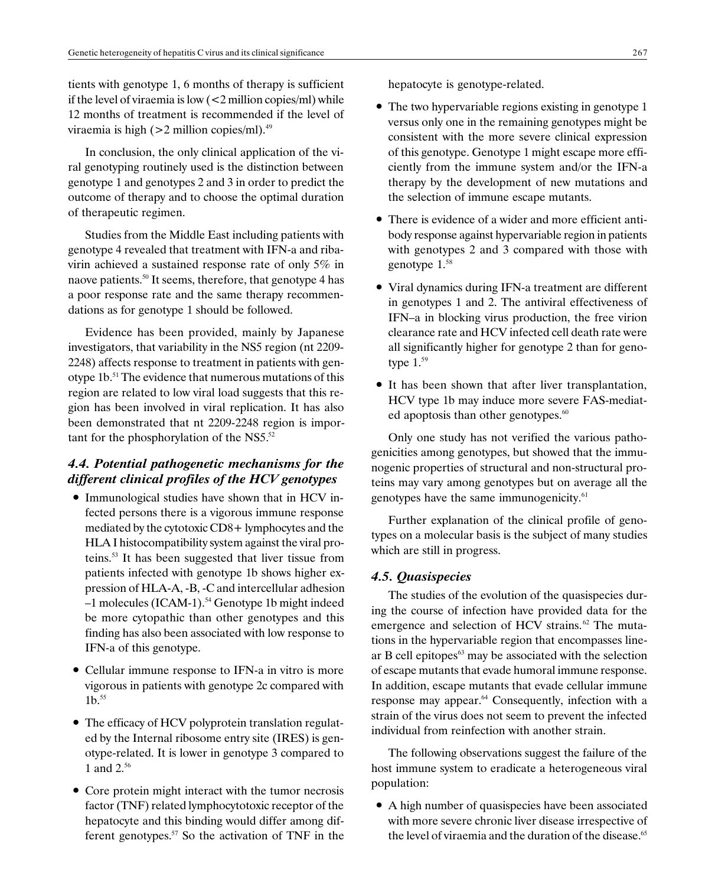tients with genotype 1, 6 months of therapy is sufficient if the level of viraemia is low (<2 million copies/ml) while 12 months of treatment is recommended if the level of viraemia is high (>2 million copies/ml).[49]

In conclusion, the only clinical application of the viral genotyping routinely used is the distinction between genotype 1 and genotypes 2 and 3 in order to predict the outcome of therapy and to choose the optimal duration of therapeutic regimen.

Studies from the Middle East including patients with genotype 4 revealed that treatment with IFN-a and ribavirin achieved a sustained response rate of only 5% in naove patients.[50] It seems, therefore, that genotype 4 has a poor response rate and the same therapy recommendations as for genotype 1 should be followed.

Evidence has been provided, mainly by Japanese investigators, that variability in the NS5 region (nt 2209-2248) affects response to treatment in patients with genotype 1b.[51] The evidence that numerous mutations of this region are related to low viral load suggests that this region has been involved in viral replication. It has also been demonstrated that nt 2209-2248 region is important for the phosphorylation of the NS5.[52]

### *4.4. Potential pathogenetic mechanisms for the different clinical profiles of the HCV genotypes*

- Immunological studies have shown that in HCV infected persons there is a vigorous immune response mediated by the cytotoxic CD8+ lymphocytes and the HLA I histocompatibility system against the viral proteins.[53] It has been suggested that liver tissue from patients infected with genotype 1b shows higher expression of HLA-A, -B, -C and intercellular adhesion –1 molecules (ICAM-1).[54] Genotype 1b might indeed be more cytopathic than other genotypes and this finding has also been associated with low response to IFN-a of this genotype.
- Cellular immune response to IFN-a in vitro is more vigorous in patients with genotype 2c compared with 1b.[55]
- The efficacy of HCV polyprotein translation regulated by the Internal ribosome entry site (IRES) is genotype-related. It is lower in genotype 3 compared to 1 and 2.[56]
- Core protein might interact with the tumor necrosis factor (TNF) related lymphocytotoxic receptor of the hepatocyte and this binding would differ among different genotypes.[57] So the activation of TNF in the hepatocyte is genotype-related.
- The two hypervariable regions existing in genotype 1 versus only one in the remaining genotypes might be consistent with the more severe clinical expression of this genotype. Genotype 1 might escape more efficiently from the immune system and/or the IFN-a therapy by the development of new mutations and the selection of immune escape mutants.
- There is evidence of a wider and more efficient antibody response against hypervariable region in patients with genotypes 2 and 3 compared with those with genotype 1.[58]
- Viral dynamics during IFN-a treatment are different in genotypes 1 and 2. The antiviral effectiveness of IFN–a in blocking virus production, the free virion clearance rate and HCV infected cell death rate were all significantly higher for genotype 2 than for genotype 1.[59]
- It has been shown that after liver transplantation, HCV type 1b may induce more severe FAS-mediated apoptosis than other genotypes.[60]

Only one study has not verified the various pathogenicities among genotypes, but showed that the immunogenic properties of structural and non-structural proteins may vary among genotypes but on average all the genotypes have the same immunogenicity.[61]

Further explanation of the clinical profile of genotypes on a molecular basis is the subject of many studies which are still in progress.

### *4.5. Quasispecies*

The studies of the evolution of the quasispecies during the course of infection have provided data for the emergence and selection of HCV strains.[62] The mutations in the hypervariable region that encompasses linear B cell epitopes[63] may be associated with the selection of escape mutants that evade humoral immune response. In addition, escape mutants that evade cellular immune response may appear.[64] Consequently, infection with a strain of the virus does not seem to prevent the infected individual from reinfection with another strain.

The following observations suggest the failure of the host immune system to eradicate a heterogeneous viral population:

- A high number of quasispecies have been associated with more severe chronic liver disease irrespective of the level of viraemia and the duration of the disease.[65]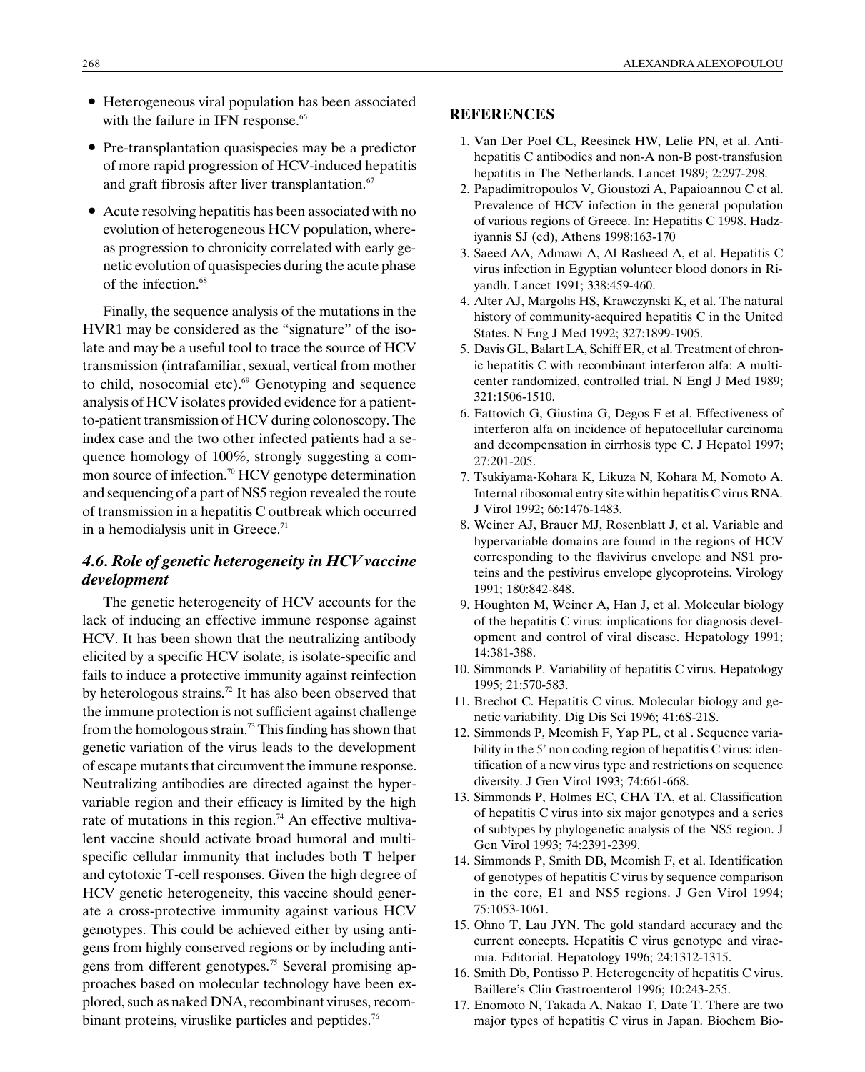- Heterogeneous viral population has been associated with the failure in IFN response.[66]

- Pre-transplantation quasispecies may be a predictor of more rapid progression of HCV-induced hepatitis and graft fibrosis after liver transplantation.[67]

- Acute resolving hepatitis has been associated with no evolution of heterogeneous HCV population, whereas progression to chronicity correlated with early genetic evolution of quasispecies during the acute phase of the infection.[68]

Finally, the sequence analysis of the mutations in the HVR1 may be considered as the "signature" of the isolate and may be a useful tool to trace the source of HCV transmission (intrafamiliar, sexual, vertical from mother to child, nosocomial etc).[69] Genotyping and sequence analysis of HCV isolates provided evidence for a patient-to-patient transmission of HCV during colonoscopy. The index case and the two other infected patients had a sequence homology of 100%, strongly suggesting a common source of infection.[70] HCV genotype determination and sequencing of a part of NS5 region revealed the route of transmission in a hepatitis C outbreak which occurred in a hemodialysis unit in Greece.[71]

### *4.6. Role of genetic heterogeneity in HCV vaccine development*

The genetic heterogeneity of HCV accounts for the lack of inducing an effective immune response against HCV. It has been shown that the neutralizing antibody elicited by a specific HCV isolate, is isolate-specific and fails to induce a protective immunity against reinfection by heterologous strains.[72] It has also been observed that the immune protection is not sufficient against challenge from the homologous strain.[73] This finding has shown that genetic variation of the virus leads to the development of escape mutants that circumvent the immune response. Neutralizing antibodies are directed against the hypervariable region and their efficacy is limited by the high rate of mutations in this region.[74] An effective multivalent vaccine should activate broad humoral and multispecific cellular immunity that includes both T helper and cytotoxic T-cell responses. Given the high degree of HCV genetic heterogeneity, this vaccine should generate a cross-protective immunity against various HCV genotypes. This could be achieved either by using antigens from highly conserved regions or by including antigens from different genotypes.[75] Several promising approaches based on molecular technology have been explored, such as naked DNA, recombinant viruses, recombinant proteins, viruslike particles and peptides.[76]

## REFERENCES

1. Van Der Poel CL, Reesinck HW, Lelie PN, et al. Anti-hepatitis C antibodies and non-A non-B post-transfusion hepatitis in The Netherlands. Lancet 1989; 2:297-298.
2. Papadimitropoulos V, Gioustozi A, Papaioannou C et al. Prevalence of HCV infection in the general population of various regions of Greece. In: Hepatitis C 1998. Hadziyannis SJ (ed), Athens 1998:163-170
3. Saeed AA, Admawi A, Al Rasheed A, et al. Hepatitis C virus infection in Egyptian volunteer blood donors in Riyandh. Lancet 1991; 338:459-460.
4. Alter AJ, Margolis HS, Krawczynski K, et al. The natural history of community-acquired hepatitis C in the United States. N Eng J Med 1992; 327:1899-1905.
5. Davis GL, Balart LA, Schiff ER, et al. Treatment of chronic hepatitis C with recombinant interferon alfa: A multicenter randomized, controlled trial. N Engl J Med 1989; 321:1506-1510.
6. Fattovich G, Giustina G, Degos F et al. Effectiveness of interferon alfa on incidence of hepatocellular carcinoma and decompensation in cirrhosis type C. J Hepatol 1997; 27:201-205.
7. Tsukiyama-Kohara K, Likuza N, Kohara M, Nomoto A. Internal ribosomal entry site within hepatitis C virus RNA. J Virol 1992; 66:1476-1483.
8. Weiner AJ, Brauer MJ, Rosenblatt J, et al. Variable and hypervariable domains are found in the regions of HCV corresponding to the flavivirus envelope and NS1 proteins and the pestivirus envelope glycoproteins. Virology 1991; 180:842-848.
9. Houghton M, Weiner A, Han J, et al. Molecular biology of the hepatitis C virus: implications for diagnosis development and control of viral disease. Hepatology 1991; 14:381-388.
10. Simmonds P. Variability of hepatitis C virus. Hepatology 1995; 21:570-583.
11. Brechot C. Hepatitis C virus. Molecular biology and genetic variability. Dig Dis Sci 1996; 41:6S-21S.
12. Simmonds P, Mcomish F, Yap PL, et al . Sequence variability in the 5' non coding region of hepatitis C virus: identification of a new virus type and restrictions on sequence diversity. J Gen Virol 1993; 74:661-668.
13. Simmonds P, Holmes EC, CHA TA, et al. Classification of hepatitis C virus into six major genotypes and a series of subtypes by phylogenetic analysis of the NS5 region. J Gen Virol 1993; 74:2391-2399.
14. Simmonds P, Smith DB, Mcomish F, et al. Identification of genotypes of hepatitis C virus by sequence comparison in the core, E1 and NS5 regions. J Gen Virol 1994; 75:1053-1061.
15. Ohno T, Lau JYN. The gold standard accuracy and the current concepts. Hepatitis C virus genotype and viraemia. Editorial. Hepatology 1996; 24:1312-1315.
16. Smith Db, Pontisso P. Heterogeneity of hepatitis C virus. Baillere's Clin Gastroenterol 1996; 10:243-255.
17. Enomoto N, Takada A, Nakao T, Date T. There are two major types of hepatitis C virus in Japan. Biochem Bio-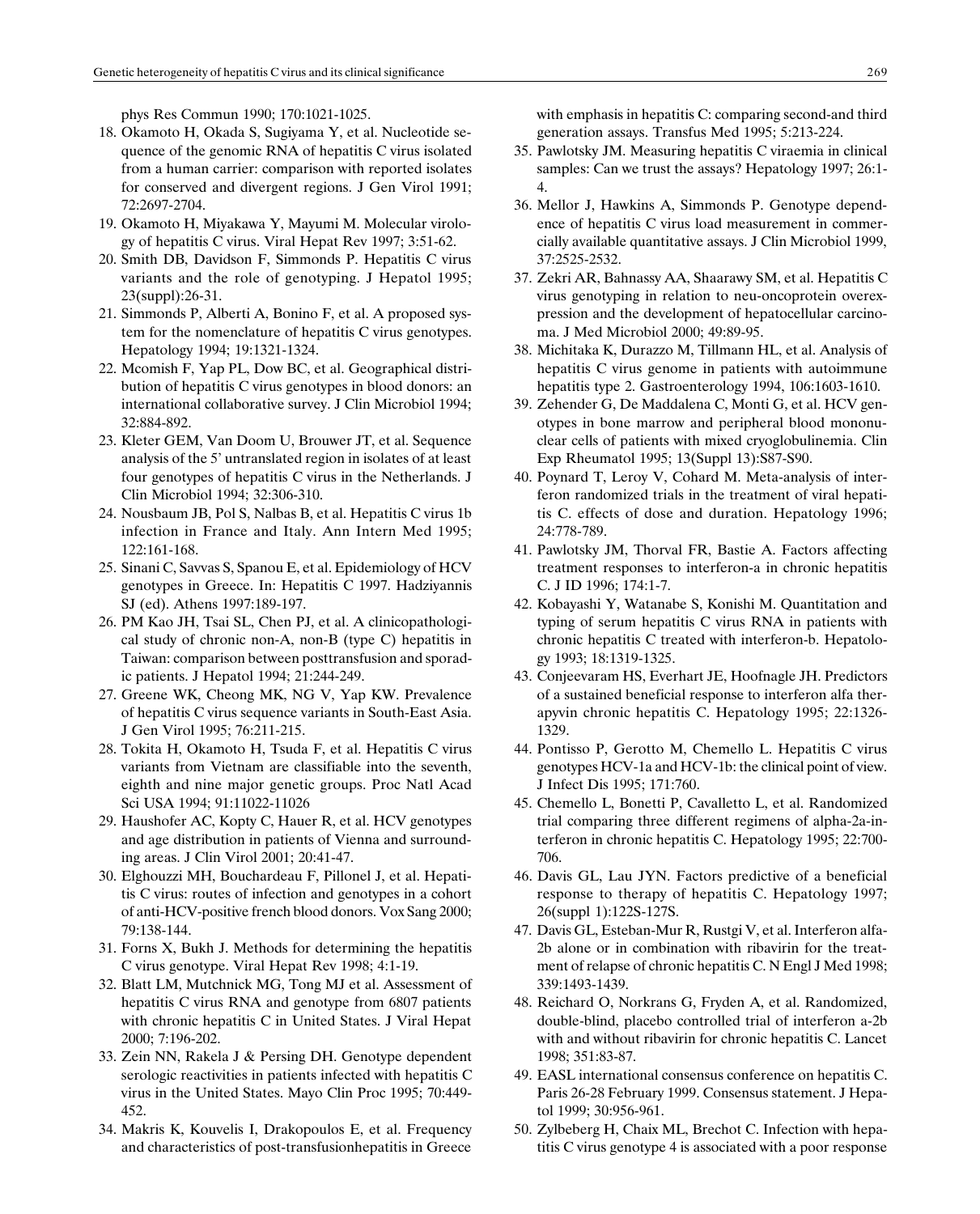phys Res Commun 1990; 170:1021-1025.

18. Okamoto H, Okada S, Sugiyama Y, et al. Nucleotide sequence of the genomic RNA of hepatitis C virus isolated from a human carrier: comparison with reported isolates for conserved and divergent regions. J Gen Virol 1991; 72:2697-2704.
19. Okamoto H, Miyakawa Y, Mayumi M. Molecular virology of hepatitis C virus. Viral Hepat Rev 1997; 3:51-62.
20. Smith DB, Davidson F, Simmonds P. Hepatitis C virus variants and the role of genotyping. J Hepatol 1995; 23(suppl):26-31.
21. Simmonds P, Alberti A, Bonino F, et al. A proposed system for the nomenclature of hepatitis C virus genotypes. Hepatology 1994; 19:1321-1324.
22. Mcomish F, Yap PL, Dow BC, et al. Geographical distribution of hepatitis C virus genotypes in blood donors: an international collaborative survey. J Clin Microbiol 1994; 32:884-892.
23. Kleter GEM, Van Doom U, Brouwer JT, et al. Sequence analysis of the 5' untranslated region in isolates of at least four genotypes of hepatitis C virus in the Netherlands. J Clin Microbiol 1994; 32:306-310.
24. Nousbaum JB, Pol S, Nalbas B, et al. Hepatitis C virus 1b infection in France and Italy. Ann Intern Med 1995; 122:161-168.
25. Sinani C, Savvas S, Spanou E, et al. Epidemiology of HCV genotypes in Greece. In: Hepatitis C 1997. Hadziyannis SJ (ed). Athens 1997:189-197.
26. PM Kao JH, Tsai SL, Chen PJ, et al. A clinicopathological study of chronic non-A, non-B (type C) hepatitis in Taiwan: comparison between posttransfusion and sporadic patients. J Hepatol 1994; 21:244-249.
27. Greene WK, Cheong MK, NG V, Yap KW. Prevalence of hepatitis C virus sequence variants in South-East Asia. J Gen Virol 1995; 76:211-215.
28. Tokita H, Okamoto H, Tsuda F, et al. Hepatitis C virus variants from Vietnam are classifiable into the seventh, eighth and nine major genetic groups. Proc Natl Acad Sci USA 1994; 91:11022-11026
29. Haushofer AC, Kopty C, Hauer R, et al. HCV genotypes and age distribution in patients of Vienna and surrounding areas. J Clin Virol 2001; 20:41-47.
30. Elghouzzi MH, Bouchardeau F, Pillonel J, et al. Hepatitis C virus: routes of infection and genotypes in a cohort of anti-HCV-positive french blood donors. Vox Sang 2000; 79:138-144.
31. Forns X, Bukh J. Methods for determining the hepatitis C virus genotype. Viral Hepat Rev 1998; 4:1-19.
32. Blatt LM, Mutchnick MG, Tong MJ et al. Assessment of hepatitis C virus RNA and genotype from 6807 patients with chronic hepatitis C in United States. J Viral Hepat 2000; 7:196-202.
33. Zein NN, Rakela J & Persing DH. Genotype dependent serologic reactivities in patients infected with hepatitis C virus in the United States. Mayo Clin Proc 1995; 70:449-452.
34. Makris K, Kouvelis I, Drakopoulos E, et al. Frequency and characteristics of post-transfusionhepatitis in Greece with emphasis in hepatitis C: comparing second-and third generation assays. Transfus Med 1995; 5:213-224.
35. Pawlotsky JM. Measuring hepatitis C viraemia in clinical samples: Can we trust the assays? Hepatology 1997; 26:1-4.
36. Mellor J, Hawkins A, Simmonds P. Genotype dependence of hepatitis C virus load measurement in commercially available quantitative assays. J Clin Microbiol 1999, 37:2525-2532.
37. Zekri AR, Bahnassy AA, Shaarawy SM, et al. Hepatitis C virus genotyping in relation to neu-oncoprotein overexpression and the development of hepatocellular carcinoma. J Med Microbiol 2000; 49:89-95.
38. Michitaka K, Durazzo M, Tillmann HL, et al. Analysis of hepatitis C virus genome in patients with autoimmune hepatitis type 2. Gastroenterology 1994, 106:1603-1610.
39. Zehender G, De Maddalena C, Monti G, et al. HCV genotypes in bone marrow and peripheral blood mononuclear cells of patients with mixed cryoglobulinemia. Clin Exp Rheumatol 1995; 13(Suppl 13):S87-S90.
40. Poynard T, Leroy V, Cohard M. Meta-analysis of interferon randomized trials in the treatment of viral hepatitis C. effects of dose and duration. Hepatology 1996; 24:778-789.
41. Pawlotsky JM, Thorval FR, Bastie A. Factors affecting treatment responses to interferon-a in chronic hepatitis C. J ID 1996; 174:1-7.
42. Kobayashi Y, Watanabe S, Konishi M. Quantitation and typing of serum hepatitis C virus RNA in patients with chronic hepatitis C treated with interferon-b. Hepatology 1993; 18:1319-1325.
43. Conjeevaram HS, Everhart JE, Hoofnagle JH. Predictors of a sustained beneficial response to interferon alfa therapyvin chronic hepatitis C. Hepatology 1995; 22:1326-1329.
44. Pontisso P, Gerotto M, Chemello L. Hepatitis C virus genotypes HCV-1a and HCV-1b: the clinical point of view. J Infect Dis 1995; 171:760.
45. Chemello L, Bonetti P, Cavalletto L, et al. Randomized trial comparing three different regimens of alpha-2a-interferon in chronic hepatitis C. Hepatology 1995; 22:700-706.
46. Davis GL, Lau JYN. Factors predictive of a beneficial response to therapy of hepatitis C. Hepatology 1997; 26(suppl 1):122S-127S.
47. Davis GL, Esteban-Mur R, Rustgi V, et al. Interferon alfa-2b alone or in combination with ribavirin for the treatment of relapse of chronic hepatitis C. N Engl J Med 1998; 339:1493-1439.
48. Reichard O, Norkrans G, Fryden A, et al. Randomized, double-blind, placebo controlled trial of interferon a-2b with and without ribavirin for chronic hepatitis C. Lancet 1998; 351:83-87.
49. EASL international consensus conference on hepatitis C. Paris 26-28 February 1999. Consensus statement. J Hepatol 1999; 30:956-961.
50. Zylbeberg H, Chaix ML, Brechot C. Infection with hepatitis C virus genotype 4 is associated with a poor response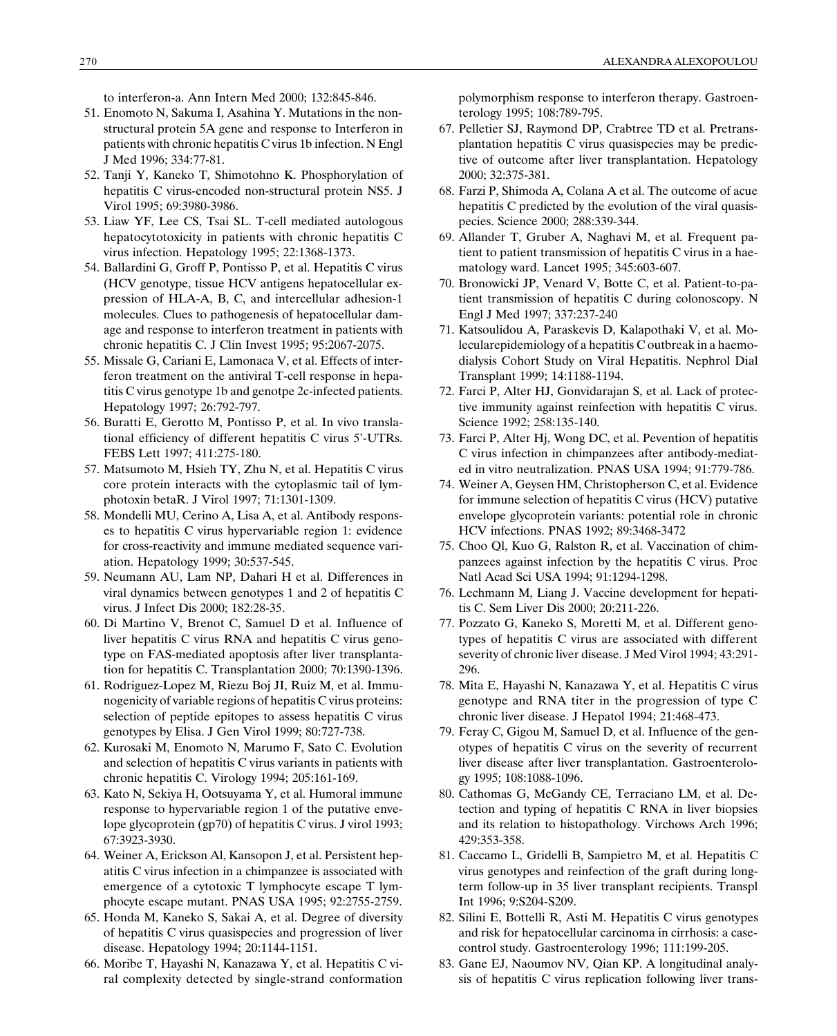to interferon-a. Ann Intern Med 2000; 132:845-846.

51. Enomoto N, Sakuma I, Asahina Y. Mutations in the nonstructural protein 5A gene and response to Interferon in patients with chronic hepatitis C virus 1b infection. N Engl J Med 1996; 334:77-81.
52. Tanji Y, Kaneko T, Shimotohno K. Phosphorylation of hepatitis C virus-encoded non-structural protein NS5. J Virol 1995; 69:3980-3986.
53. Liaw YF, Lee CS, Tsai SL. T-cell mediated autologous hepatocytotoxicity in patients with chronic hepatitis C virus infection. Hepatology 1995; 22:1368-1373.
54. Ballardini G, Groff P, Pontisso P, et al. Hepatitis C virus (HCV genotype, tissue HCV antigens hepatocellular expression of HLA-A, B, C, and intercellular adhesion-1 molecules. Clues to pathogenesis of hepatocellular damage and response to interferon treatment in patients with chronic hepatitis C. J Clin Invest 1995; 95:2067-2075.
55. Missale G, Cariani E, Lamonaca V, et al. Effects of interferon treatment on the antiviral T-cell response in hepatitis C virus genotype 1b and genotpe 2c-infected patients. Hepatology 1997; 26:792-797.
56. Buratti E, Gerotto M, Pontisso P, et al. In vivo translational efficiency of different hepatitis C virus 5'-UTRs. FEBS Lett 1997; 411:275-180.
57. Matsumoto M, Hsieh TY, Zhu N, et al. Hepatitis C virus core protein interacts with the cytoplasmic tail of lymphotoxin betaR. J Virol 1997; 71:1301-1309.
58. Mondelli MU, Cerino A, Lisa A, et al. Antibody responses to hepatitis C virus hypervariable region 1: evidence for cross-reactivity and immune mediated sequence variation. Hepatology 1999; 30:537-545.
59. Neumann AU, Lam NP, Dahari H et al. Differences in viral dynamics between genotypes 1 and 2 of hepatitis C virus. J Infect Dis 2000; 182:28-35.
60. Di Martino V, Brenot C, Samuel D et al. Influence of liver hepatitis C virus RNA and hepatitis C virus genotype on FAS-mediated apoptosis after liver transplantation for hepatitis C. Transplantation 2000; 70:1390-1396.
61. Rodriguez-Lopez M, Riezu Boj JI, Ruiz M, et al. Immunogenicity of variable regions of hepatitis C virus proteins: selection of peptide epitopes to assess hepatitis C virus genotypes by Elisa. J Gen Virol 1999; 80:727-738.
62. Kurosaki M, Enomoto N, Marumo F, Sato C. Evolution and selection of hepatitis C virus variants in patients with chronic hepatitis C. Virology 1994; 205:161-169.
63. Kato N, Sekiya H, Ootsuyama Y, et al. Humoral immune response to hypervariable region 1 of the putative envelope glycoprotein (gp70) of hepatitis C virus. J virol 1993; 67:3923-3930.
64. Weiner A, Erickson Al, Kansopon J, et al. Persistent hepatitis C virus infection in a chimpanzee is associated with emergence of a cytotoxic T lymphocyte escape T lymphocyte escape mutant. PNAS USA 1995; 92:2755-2759.
65. Honda M, Kaneko S, Sakai A, et al. Degree of diversity of hepatitis C virus quasispecies and progression of liver disease. Hepatology 1994; 20:1144-1151.
66. Moribe T, Hayashi N, Kanazawa Y, et al. Hepatitis C viral complexity detected by single-strand conformation polymorphism response to interferon therapy. Gastroenterology 1995; 108:789-795.
67. Pelletier SJ, Raymond DP, Crabtree TD et al. Pretransplantation hepatitis C virus quasispecies may be predictive of outcome after liver transplantation. Hepatology 2000; 32:375-381.
68. Farzi P, Shimoda A, Colana A et al. The outcome of acue hepatitis C predicted by the evolution of the viral quasispecies. Science 2000; 288:339-344.
69. Allander T, Gruber A, Naghavi M, et al. Frequent patient to patient transmission of hepatitis C virus in a haematology ward. Lancet 1995; 345:603-607.
70. Bronowicki JP, Venard V, Botte C, et al. Patient-to-patient transmission of hepatitis C during colonoscopy. N Engl J Med 1997; 337:237-240
71. Katsoulidou A, Paraskevis D, Kalapothaki V, et al. Molecularepidemiology of a hepatitis C outbreak in a haemodialysis Cohort Study on Viral Hepatitis. Nephrol Dial Transplant 1999; 14:1188-1194.
72. Farci P, Alter HJ, Gonvidarajan S, et al. Lack of protective immunity against reinfection with hepatitis C virus. Science 1992; 258:135-140.
73. Farci P, Alter Hj, Wong DC, et al. Pevention of hepatitis C virus infection in chimpanzees after antibody-mediated in vitro neutralization. PNAS USA 1994; 91:779-786.
74. Weiner A, Geysen HM, Christopherson C, et al. Evidence for immune selection of hepatitis C virus (HCV) putative envelope glycoprotein variants: potential role in chronic HCV infections. PNAS 1992; 89:3468-3472
75. Choo Ql, Kuo G, Ralston R, et al. Vaccination of chimpanzees against infection by the hepatitis C virus. Proc Natl Acad Sci USA 1994; 91:1294-1298.
76. Lechmann M, Liang J. Vaccine development for hepatitis C. Sem Liver Dis 2000; 20:211-226.
77. Pozzato G, Kaneko S, Moretti M, et al. Different genotypes of hepatitis C virus are associated with different severity of chronic liver disease. J Med Virol 1994; 43:291-296.
78. Mita E, Hayashi N, Kanazawa Y, et al. Hepatitis C virus genotype and RNA titer in the progression of type C chronic liver disease. J Hepatol 1994; 21:468-473.
79. Feray C, Gigou M, Samuel D, et al. Influence of the genotypes of hepatitis C virus on the severity of recurrent liver disease after liver transplantation. Gastroenterology 1995; 108:1088-1096.
80. Cathomas G, McGandy CE, Terraciano LM, et al. Detection and typing of hepatitis C RNA in liver biopsies and its relation to histopathology. Virchows Arch 1996; 429:353-358.
81. Caccamo L, Gridelli B, Sampietro M, et al. Hepatitis C virus genotypes and reinfection of the graft during long-term follow-up in 35 liver transplant recipients. Transpl Int 1996; 9:S204-S209.
82. Silini E, Bottelli R, Asti M. Hepatitis C virus genotypes and risk for hepatocellular carcinoma in cirrhosis: a case-control study. Gastroenterology 1996; 111:199-205.
83. Gane EJ, Naoumov NV, Qian KP. A longitudinal analysis of hepatitis C virus replication following liver trans-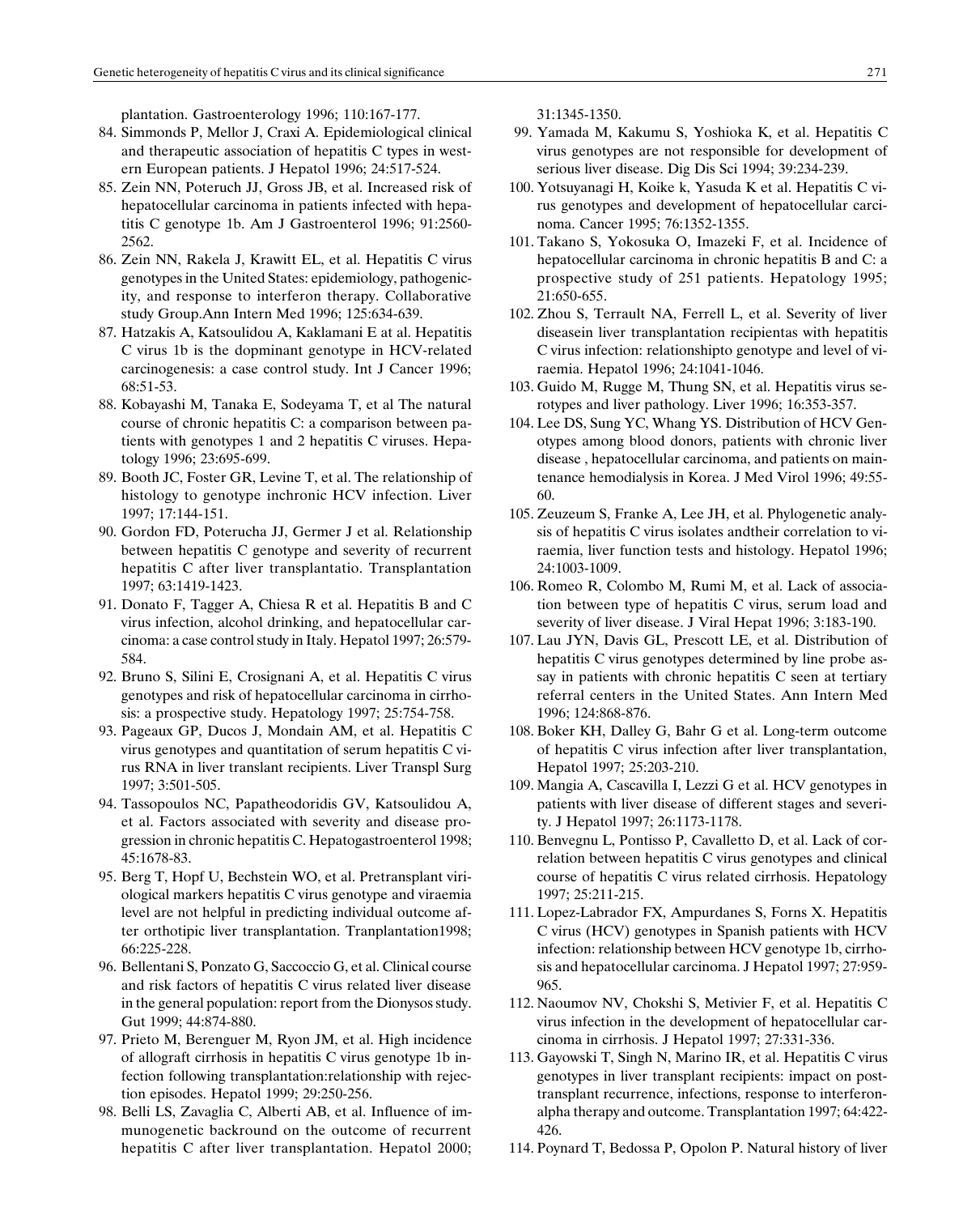plantation. Gastroenterology 1996; 110:167-177.

84. Simmonds P, Mellor J, Craxi A. Epidemiological clinical and therapeutic association of hepatitis C types in western European patients. J Hepatol 1996; 24:517-524.
85. Zein NN, Poteruch JJ, Gross JB, et al. Increased risk of hepatocellular carcinoma in patients infected with hepatitis C genotype 1b. Am J Gastroenterol 1996; 91:2560-2562.
86. Zein NN, Rakela J, Krawitt EL, et al. Hepatitis C virus genotypes in the United States: epidemiology, pathogenicity, and response to interferon therapy. Collaborative study Group.Ann Intern Med 1996; 125:634-639.
87. Hatzakis A, Katsoulidou A, Kaklamani E at al. Hepatitis C virus 1b is the dopminant genotype in HCV-related carcinogenesis: a case control study. Int J Cancer 1996; 68:51-53.
88. Kobayashi M, Tanaka E, Sodeyama T, et al The natural course of chronic hepatitis C: a comparison between patients with genotypes 1 and 2 hepatitis C viruses. Hepatology 1996; 23:695-699.
89. Booth JC, Foster GR, Levine T, et al. The relationship of histology to genotype inchronic HCV infection. Liver 1997; 17:144-151.
90. Gordon FD, Poterucha JJ, Germer J et al. Relationship between hepatitis C genotype and severity of recurrent hepatitis C after liver transplantatio. Transplantation 1997; 63:1419-1423.
91. Donato F, Tagger A, Chiesa R et al. Hepatitis B and C virus infection, alcohol drinking, and hepatocellular carcinoma: a case control study in Italy. Hepatol 1997; 26:579-584.
92. Bruno S, Silini E, Crosignani A, et al. Hepatitis C virus genotypes and risk of hepatocellular carcinoma in cirrhosis: a prospective study. Hepatology 1997; 25:754-758.
93. Pageaux GP, Ducos J, Mondain AM, et al. Hepatitis C virus genotypes and quantitation of serum hepatitis C virus RNA in liver translant recipients. Liver Transpl Surg 1997; 3:501-505.
94. Tassopoulos NC, Papatheodoridis GV, Katsoulidou A, et al. Factors associated with severity and disease progression in chronic hepatitis C. Hepatogastroenterol 1998; 45:1678-83.
95. Berg T, Hopf U, Bechstein WO, et al. Pretransplant viriological markers hepatitis C virus genotype and viraemia level are not helpful in predicting individual outcome after orthotipic liver transplantation. Tranplantation1998; 66:225-228.
96. Bellentani S, Ponzato G, Saccoccio G, et al. Clinical course and risk factors of hepatitis C virus related liver disease in the general population: report from the Dionysos study. Gut 1999; 44:874-880.
97. Prieto M, Berenguer M, Ryon JM, et al. High incidence of allograft cirrhosis in hepatitis C virus genotype 1b infection following transplantation:relationship with rejection episodes. Hepatol 1999; 29:250-256.
98. Belli LS, Zavaglia C, Alberti AB, et al. Influence of immunogenetic backround on the outcome of recurrent hepatitis C after liver transplantation. Hepatol 2000; 31:1345-1350.
99. Yamada M, Kakumu S, Yoshioka K, et al. Hepatitis C virus genotypes are not responsible for development of serious liver disease. Dig Dis Sci 1994; 39:234-239.
100. Yotsuyanagi H, Koike k, Yasuda K et al. Hepatitis C virus genotypes and development of hepatocellular carcinoma. Cancer 1995; 76:1352-1355.
101. Takano S, Yokosuka O, Imazeki F, et al. Incidence of hepatocellular carcinoma in chronic hepatitis B and C: a prospective study of 251 patients. Hepatology 1995; 21:650-655.
102. Zhou S, Terrault NA, Ferrell L, et al. Severity of liver diseasein liver transplantation recipientas with hepatitis C virus infection: relationshipto genotype and level of viraemia. Hepatol 1996; 24:1041-1046.
103. Guido M, Rugge M, Thung SN, et al. Hepatitis virus serotypes and liver pathology. Liver 1996; 16:353-357.
104. Lee DS, Sung YC, Whang YS. Distribution of HCV Genotypes among blood donors, patients with chronic liver disease , hepatocellular carcinoma, and patients on maintenance hemodialysis in Korea. J Med Virol 1996; 49:55-60.
105. Zeuzeum S, Franke A, Lee JH, et al. Phylogenetic analysis of hepatitis C virus isolates andtheir correlation to viraemia, liver function tests and histology. Hepatol 1996; 24:1003-1009.
106. Romeo R, Colombo M, Rumi M, et al. Lack of association between type of hepatitis C virus, serum load and severity of liver disease. J Viral Hepat 1996; 3:183-190.
107. Lau JYN, Davis GL, Prescott LE, et al. Distribution of hepatitis C virus genotypes determined by line probe assay in patients with chronic hepatitis C seen at tertiary referral centers in the United States. Ann Intern Med 1996; 124:868-876.
108. Boker KH, Dalley G, Bahr G et al. Long-term outcome of hepatitis C virus infection after liver transplantation, Hepatol 1997; 25:203-210.
109. Mangia A, Cascavilla I, Lezzi G et al. HCV genotypes in patients with liver disease of different stages and severity. J Hepatol 1997; 26:1173-1178.
110. Benvegnu L, Pontisso P, Cavalletto D, et al. Lack of correlation between hepatitis C virus genotypes and clinical course of hepatitis C virus related cirrhosis. Hepatology 1997; 25:211-215.
111. Lopez-Labrador FX, Ampurdanes S, Forns X. Hepatitis C virus (HCV) genotypes in Spanish patients with HCV infection: relationship between HCV genotype 1b, cirrhosis and hepatocellular carcinoma. J Hepatol 1997; 27:959-965.
112. Naoumov NV, Chokshi S, Metivier F, et al. Hepatitis C virus infection in the development of hepatocellular carcinoma in cirrhosis. J Hepatol 1997; 27:331-336.
113. Gayowski T, Singh N, Marino IR, et al. Hepatitis C virus genotypes in liver transplant recipients: impact on posttransplant recurrence, infections, response to interferon-alpha therapy and outcome. Transplantation 1997; 64:422-426.
114. Poynard T, Bedossa P, Opolon P. Natural history of liver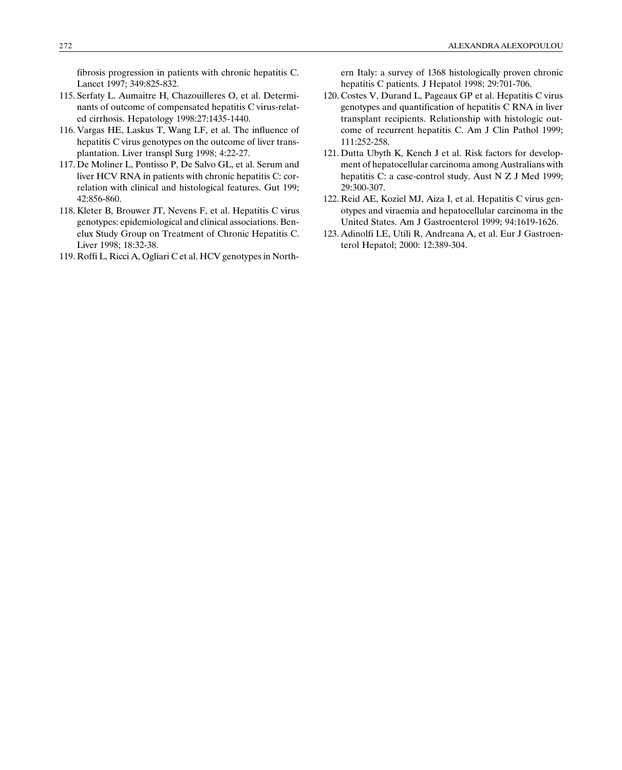fibrosis progression in patients with chronic hepatitis C. Lancet 1997; 349:825-832.

115. Serfaty L. Aumaitre H, Chazouilleres O, et al. Determinants of outcome of compensated hepatitis C virus-related cirrhosis. Hepatology 1998:27:1435-1440.
116. Vargas HE, Laskus T, Wang LF, et al. The influence of hepatitis C virus genotypes on the outcome of liver transplantation. Liver transpl Surg 1998; 4:22-27.
117. De Moliner L, Pontisso P, De Salvo GL, et al. Serum and liver HCV RNA in patients with chronic hepatitis C: correlation with clinical and histological features. Gut 199; 42:856-860.
118. Kleter B, Brouwer JT, Nevens F, et al. Hepatitis C virus genotypes: epidemiological and clinical associations. Benelux Study Group on Treatment of Chronic Hepatitis C. Liver 1998; 18:32-38.
119. Roffi L, Ricci A, Ogliari C et al. HCV genotypes in Northern Italy: a survey of 1368 histologically proven chronic hepatitis C patients. J Hepatol 1998; 29:701-706.
120. Costes V, Durand L, Pageaux GP et al. Hepatitis C virus genotypes and quantification of hepatitis C RNA in liver transplant recipients. Relationship with histologic outcome of recurrent hepatitis C. Am J Clin Pathol 1999; 111:252-258.
121. Dutta Ubyth K, Kench J et al. Risk factors for development of hepatocellular carcinoma among Australians with hepatitis C: a case-control study. Aust N Z J Med 1999; 29:300-307.
122. Reid AE, Koziel MJ, Aiza I, et al. Hepatitis C virus genotypes and viraemia and hepatocellular carcinoma in the United States. Am J Gastroenterol 1999; 94:1619-1626.
123. Adinolfi LE, Utili R, Andreana A, et al. Eur J Gastroenterol Hepatol; 2000: 12:389-304.